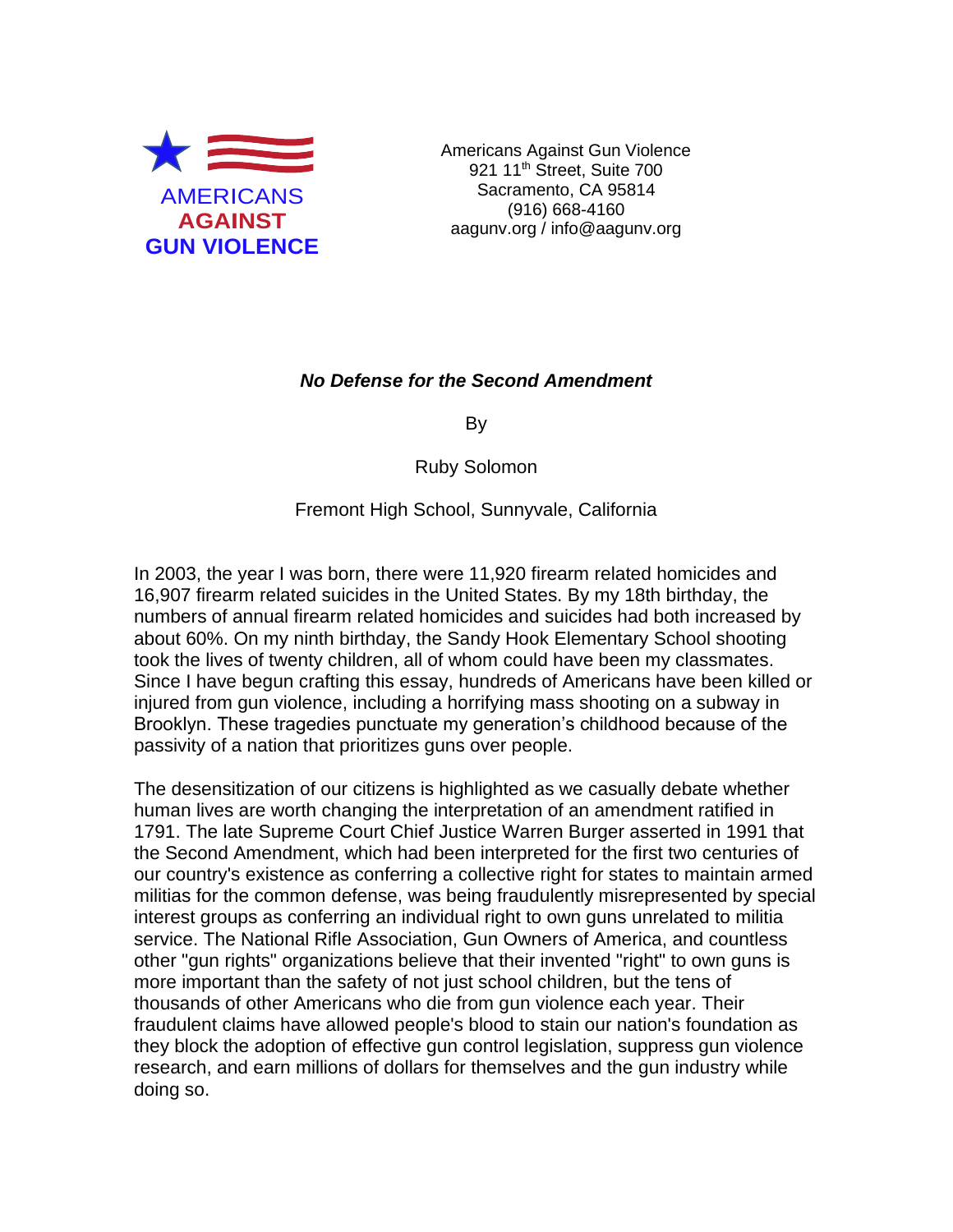AMERICANS **AGAINST** **GUN VIOLENCE**

Americans Against Gun Violence
921 11th Street, Suite 700
Sacramento, CA 95814
(916) 668-4160
aagunv.org / info@aagunv.org

***No Defense for the Second Amendment***

By

Ruby Solomon

Fremont High School, Sunnyvale, California

In 2003, the year I was born, there were 11,920 firearm related homicides and 16,907 firearm related suicides in the United States. By my 18th birthday, the numbers of annual firearm related homicides and suicides had both increased by about 60%. On my ninth birthday, the Sandy Hook Elementary School shooting took the lives of twenty children, all of whom could have been my classmates. Since I have begun crafting this essay, hundreds of Americans have been killed or injured from gun violence, including a horrifying mass shooting on a subway in Brooklyn. These tragedies punctuate my generation's childhood because of the passivity of a nation that prioritizes guns over people.

The desensitization of our citizens is highlighted as we casually debate whether human lives are worth changing the interpretation of an amendment ratified in 1791. The late Supreme Court Chief Justice Warren Burger asserted in 1991 that the Second Amendment, which had been interpreted for the first two centuries of our country's existence as conferring a collective right for states to maintain armed militias for the common defense, was being fraudulently misrepresented by special interest groups as conferring an individual right to own guns unrelated to militia service. The National Rifle Association, Gun Owners of America, and countless other "gun rights" organizations believe that their invented "right" to own guns is more important than the safety of not just school children, but the tens of thousands of other Americans who die from gun violence each year. Their fraudulent claims have allowed people's blood to stain our nation's foundation as they block the adoption of effective gun control legislation, suppress gun violence research, and earn millions of dollars for themselves and the gun industry while doing so.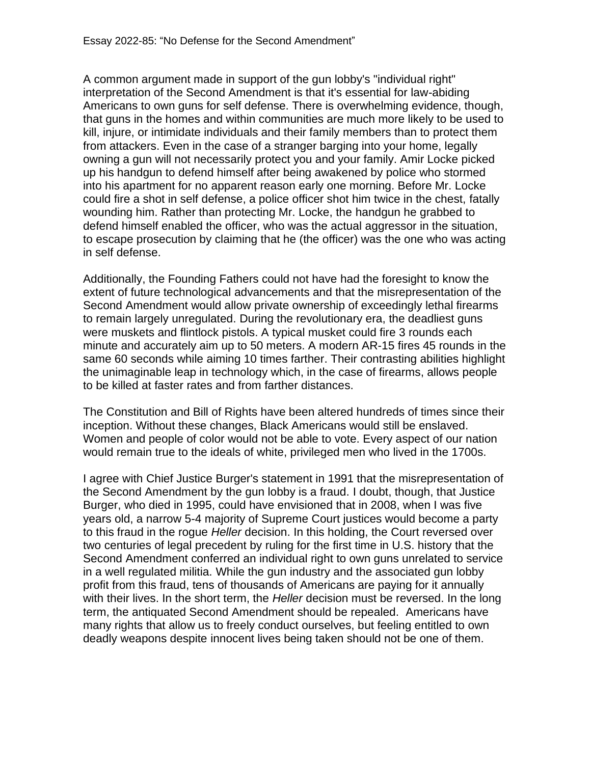Essay 2022-85: “No Defense for the Second Amendment”

A common argument made in support of the gun lobby's "individual right" interpretation of the Second Amendment is that it's essential for law-abiding Americans to own guns for self defense. There is overwhelming evidence, though, that guns in the homes and within communities are much more likely to be used to kill, injure, or intimidate individuals and their family members than to protect them from attackers. Even in the case of a stranger barging into your home, legally owning a gun will not necessarily protect you and your family. Amir Locke picked up his handgun to defend himself after being awakened by police who stormed into his apartment for no apparent reason early one morning. Before Mr. Locke could fire a shot in self defense, a police officer shot him twice in the chest, fatally wounding him. Rather than protecting Mr. Locke, the handgun he grabbed to defend himself enabled the officer, who was the actual aggressor in the situation, to escape prosecution by claiming that he (the officer) was the one who was acting in self defense.

Additionally, the Founding Fathers could not have had the foresight to know the extent of future technological advancements and that the misrepresentation of the Second Amendment would allow private ownership of exceedingly lethal firearms to remain largely unregulated. During the revolutionary era, the deadliest guns were muskets and flintlock pistols. A typical musket could fire 3 rounds each minute and accurately aim up to 50 meters. A modern AR-15 fires 45 rounds in the same 60 seconds while aiming 10 times farther. Their contrasting abilities highlight the unimaginable leap in technology which, in the case of firearms, allows people to be killed at faster rates and from farther distances.

The Constitution and Bill of Rights have been altered hundreds of times since their inception. Without these changes, Black Americans would still be enslaved. Women and people of color would not be able to vote. Every aspect of our nation would remain true to the ideals of white, privileged men who lived in the 1700s.

I agree with Chief Justice Burger's statement in 1991 that the misrepresentation of the Second Amendment by the gun lobby is a fraud. I doubt, though, that Justice Burger, who died in 1995, could have envisioned that in 2008, when I was five years old, a narrow 5-4 majority of Supreme Court justices would become a party to this fraud in the rogue *Heller* decision. In this holding, the Court reversed over two centuries of legal precedent by ruling for the first time in U.S. history that the Second Amendment conferred an individual right to own guns unrelated to service in a well regulated militia. While the gun industry and the associated gun lobby profit from this fraud, tens of thousands of Americans are paying for it annually with their lives. In the short term, the *Heller* decision must be reversed. In the long term, the antiquated Second Amendment should be repealed. Americans have many rights that allow us to freely conduct ourselves, but feeling entitled to own deadly weapons despite innocent lives being taken should not be one of them.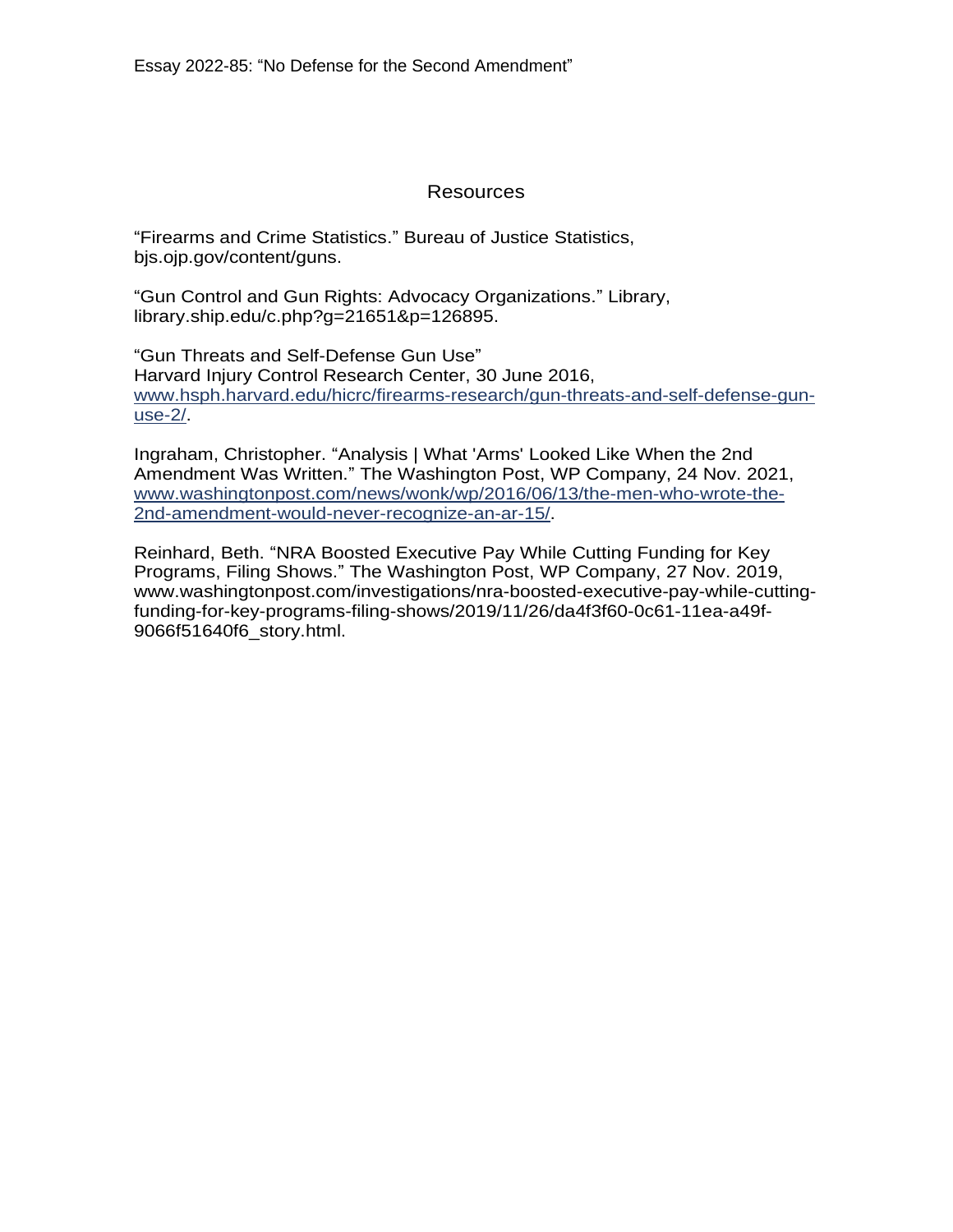## Resources

“Firearms and Crime Statistics.” Bureau of Justice Statistics, bjs.ojp.gov/content/guns.

“Gun Control and Gun Rights: Advocacy Organizations.” Library, library.ship.edu/c.php?g=21651&p=126895.

“Gun Threats and Self-Defense Gun Use”
Harvard Injury Control Research Center, 30 June 2016, www.hsph.harvard.edu/hicrc/firearms-research/gun-threats-and-self-defense-gun-use-2/.

Ingraham, Christopher. “Analysis | What 'Arms' Looked Like When the 2nd Amendment Was Written.” The Washington Post, WP Company, 24 Nov. 2021, www.washingtonpost.com/news/wonk/wp/2016/06/13/the-men-who-wrote-the-2nd-amendment-would-never-recognize-an-ar-15/.

Reinhard, Beth. “NRA Boosted Executive Pay While Cutting Funding for Key Programs, Filing Shows.” The Washington Post, WP Company, 27 Nov. 2019, www.washingtonpost.com/investigations/nra-boosted-executive-pay-while-cutting-funding-for-key-programs-filing-shows/2019/11/26/da4f3f60-0c61-11ea-a49f-9066f51640f6_story.html.